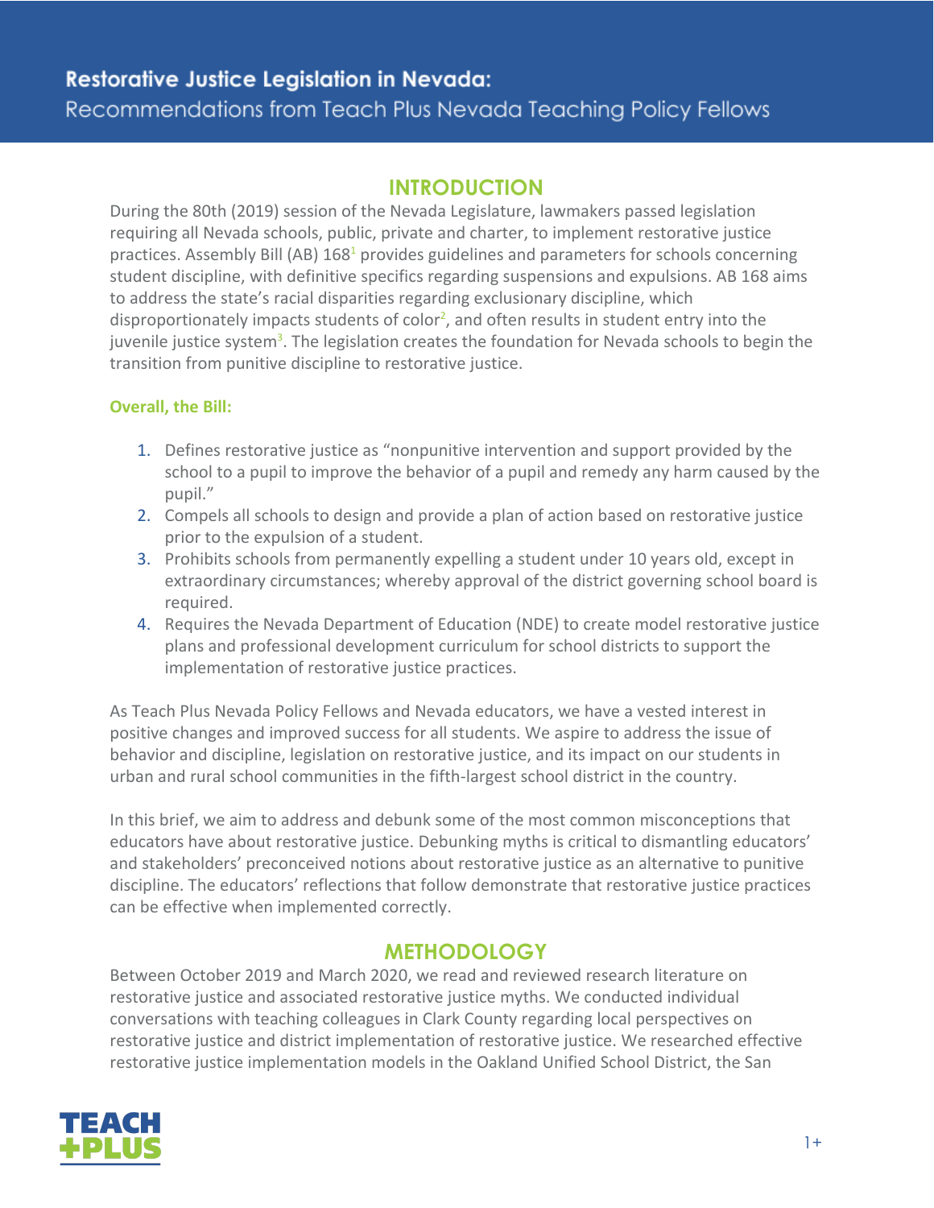# Restorative Justice Legislation in Nevada:

Recommendations from Teach Plus Nevada Teaching Policy Fellows

## INTRODUCTION

During the 80th (2019) session of the Nevada Legislature, lawmakers passed legislation requiring all Nevada schools, public, private and charter, to implement restorative justice practices. Assembly Bill (AB) 168[1] provides guidelines and parameters for schools concerning student discipline, with definitive specifics regarding suspensions and expulsions. AB 168 aims to address the state's racial disparities regarding exclusionary discipline, which disproportionately impacts students of color[2], and often results in student entry into the juvenile justice system[3]. The legislation creates the foundation for Nevada schools to begin the transition from punitive discipline to restorative justice.

**Overall, the Bill:**

1. Defines restorative justice as "nonpunitive intervention and support provided by the school to a pupil to improve the behavior of a pupil and remedy any harm caused by the pupil."
2. Compels all schools to design and provide a plan of action based on restorative justice prior to the expulsion of a student.
3. Prohibits schools from permanently expelling a student under 10 years old, except in extraordinary circumstances; whereby approval of the district governing school board is required.
4. Requires the Nevada Department of Education (NDE) to create model restorative justice plans and professional development curriculum for school districts to support the implementation of restorative justice practices.

As Teach Plus Nevada Policy Fellows and Nevada educators, we have a vested interest in positive changes and improved success for all students. We aspire to address the issue of behavior and discipline, legislation on restorative justice, and its impact on our students in urban and rural school communities in the fifth-largest school district in the country.

In this brief, we aim to address and debunk some of the most common misconceptions that educators have about restorative justice. Debunking myths is critical to dismantling educators' and stakeholders' preconceived notions about restorative justice as an alternative to punitive discipline. The educators' reflections that follow demonstrate that restorative justice practices can be effective when implemented correctly.

## METHODOLOGY

Between October 2019 and March 2020, we read and reviewed research literature on restorative justice and associated restorative justice myths. We conducted individual conversations with teaching colleagues in Clark County regarding local perspectives on restorative justice and district implementation of restorative justice. We researched effective restorative justice implementation models in the Oakland Unified School District, the San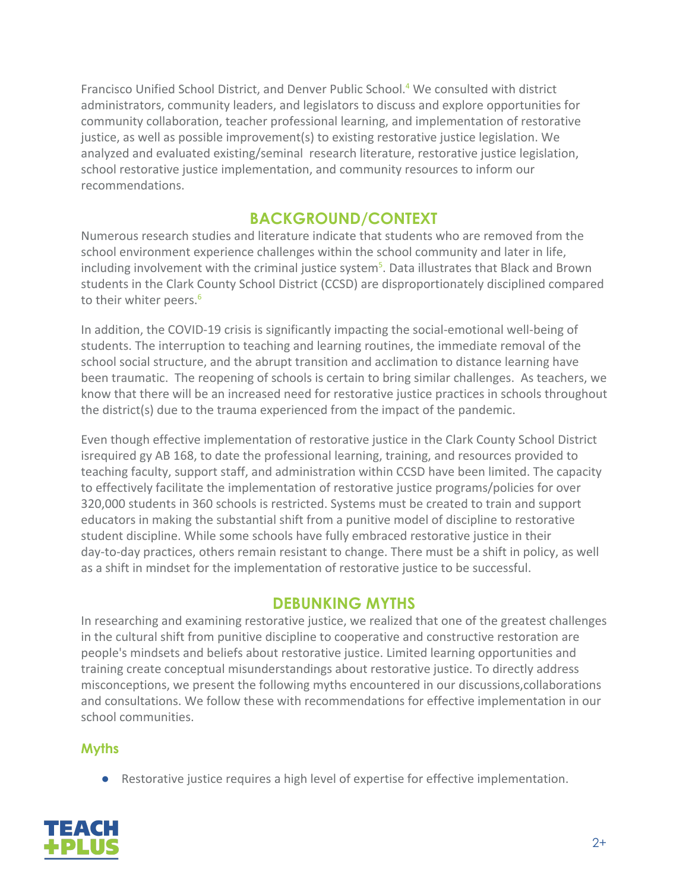Francisco Unified School District, and Denver Public School.[4] We consulted with district administrators, community leaders, and legislators to discuss and explore opportunities for community collaboration, teacher professional learning, and implementation of restorative justice, as well as possible improvement(s) to existing restorative justice legislation. We analyzed and evaluated existing/seminal research literature, restorative justice legislation, school restorative justice implementation, and community resources to inform our recommendations.

## BACKGROUND/CONTEXT

Numerous research studies and literature indicate that students who are removed from the school environment experience challenges within the school community and later in life, including involvement with the criminal justice system[5]. Data illustrates that Black and Brown students in the Clark County School District (CCSD) are disproportionately disciplined compared to their whiter peers.[6]

In addition, the COVID-19 crisis is significantly impacting the social-emotional well-being of students. The interruption to teaching and learning routines, the immediate removal of the school social structure, and the abrupt transition and acclimation to distance learning have been traumatic. The reopening of schools is certain to bring similar challenges. As teachers, we know that there will be an increased need for restorative justice practices in schools throughout the district(s) due to the trauma experienced from the impact of the pandemic.

Even though effective implementation of restorative justice in the Clark County School District isrequired gy AB 168, to date the professional learning, training, and resources provided to teaching faculty, support staff, and administration within CCSD have been limited. The capacity to effectively facilitate the implementation of restorative justice programs/policies for over 320,000 students in 360 schools is restricted. Systems must be created to train and support educators in making the substantial shift from a punitive model of discipline to restorative student discipline. While some schools have fully embraced restorative justice in their day-to-day practices, others remain resistant to change. There must be a shift in policy, as well as a shift in mindset for the implementation of restorative justice to be successful.

## DEBUNKING MYTHS

In researching and examining restorative justice, we realized that one of the greatest challenges in the cultural shift from punitive discipline to cooperative and constructive restoration are people's mindsets and beliefs about restorative justice. Limited learning opportunities and training create conceptual misunderstandings about restorative justice. To directly address misconceptions, we present the following myths encountered in our discussions,collaborations and consultations. We follow these with recommendations for effective implementation in our school communities.

### Myths

- Restorative justice requires a high level of expertise for effective implementation.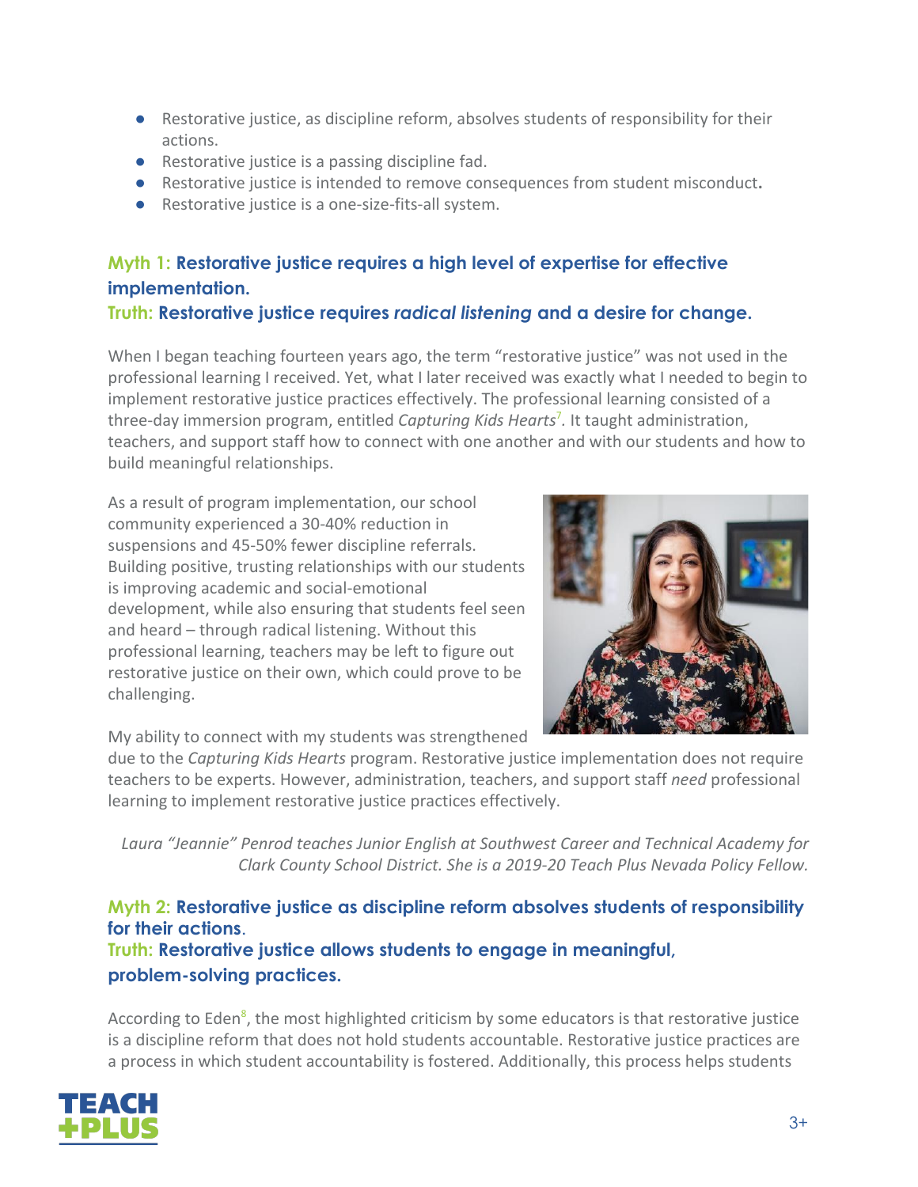- Restorative justice, as discipline reform, absolves students of responsibility for their actions.
- Restorative justice is a passing discipline fad.
- Restorative justice is intended to remove consequences from student misconduct**.**
- Restorative justice is a one-size-fits-all system.

### Myth 1: Restorative justice requires a high level of expertise for effective implementation.
### Truth: Restorative justice requires *radical listening* and a desire for change.

When I began teaching fourteen years ago, the term "restorative justice" was not used in the professional learning I received. Yet, what I later received was exactly what I needed to begin to implement restorative justice practices effectively. The professional learning consisted of a three-day immersion program, entitled *Capturing Kids Hearts*[7]. It taught administration, teachers, and support staff how to connect with one another and with our students and how to build meaningful relationships.

As a result of program implementation, our school community experienced a 30-40% reduction in suspensions and 45-50% fewer discipline referrals. Building positive, trusting relationships with our students is improving academic and social-emotional development, while also ensuring that students feel seen and heard – through radical listening. Without this professional learning, teachers may be left to figure out restorative justice on their own, which could prove to be challenging.

My ability to connect with my students was strengthened due to the *Capturing Kids Hearts* program. Restorative justice implementation does not require teachers to be experts. However, administration, teachers, and support staff *need* professional learning to implement restorative justice practices effectively.

*Laura "Jeannie" Penrod teaches Junior English at Southwest Career and Technical Academy for Clark County School District. She is a 2019-20 Teach Plus Nevada Policy Fellow.*

### Myth 2: Restorative justice as discipline reform absolves students of responsibility for their actions.
### Truth: Restorative justice allows students to engage in meaningful, problem-solving practices.

According to Eden[8], the most highlighted criticism by some educators is that restorative justice is a discipline reform that does not hold students accountable. Restorative justice practices are a process in which student accountability is fostered. Additionally, this process helps students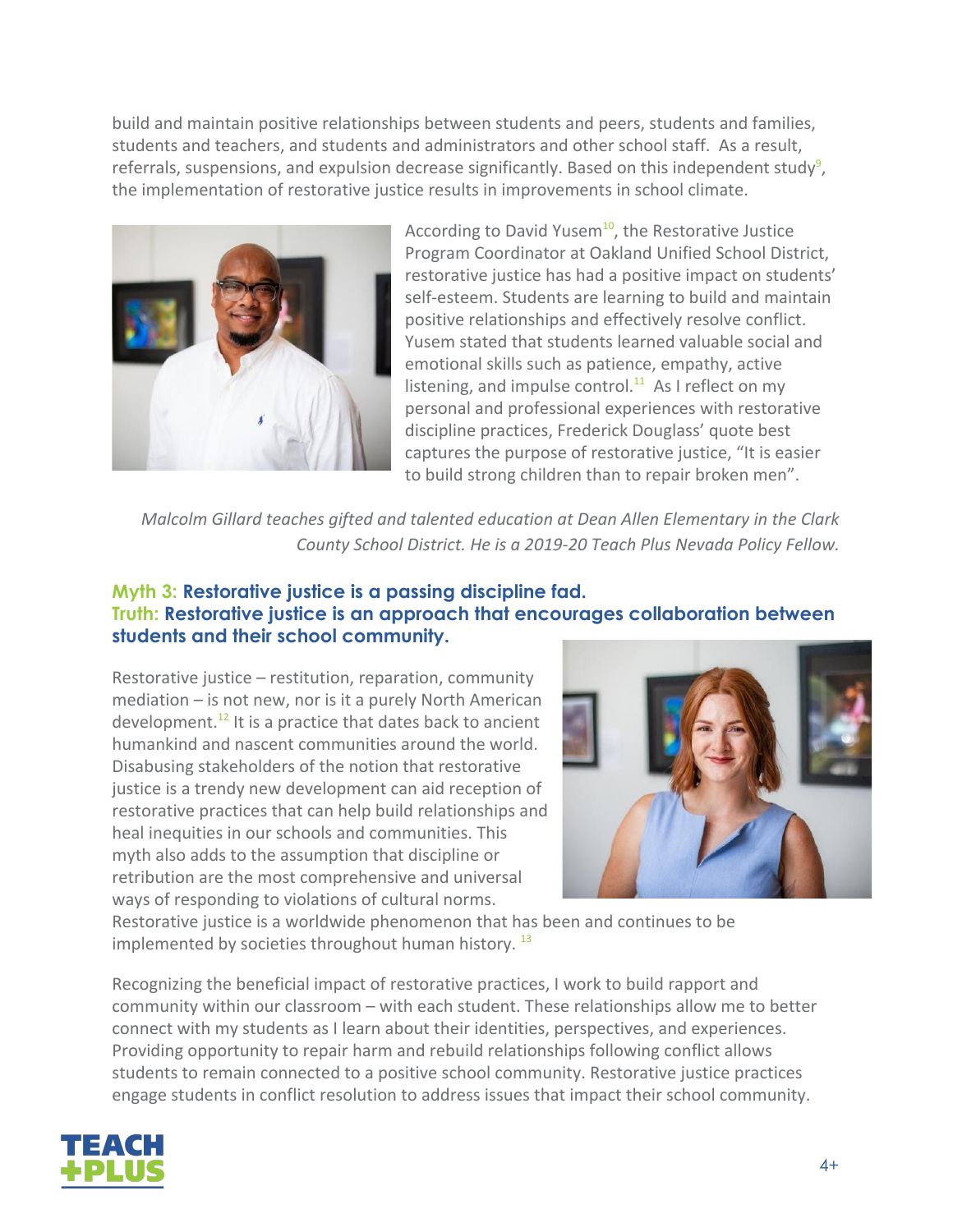build and maintain positive relationships between students and peers, students and families, students and teachers, and students and administrators and other school staff. As a result, referrals, suspensions, and expulsion decrease significantly. Based on this independent study[9], the implementation of restorative justice results in improvements in school climate.

According to David Yusem[10], the Restorative Justice Program Coordinator at Oakland Unified School District, restorative justice has had a positive impact on students' self-esteem. Students are learning to build and maintain positive relationships and effectively resolve conflict. Yusem stated that students learned valuable social and emotional skills such as patience, empathy, active listening, and impulse control.[11] As I reflect on my personal and professional experiences with restorative discipline practices, Frederick Douglass' quote best captures the purpose of restorative justice, "It is easier to build strong children than to repair broken men".

*Malcolm Gillard teaches gifted and talented education at Dean Allen Elementary in the Clark County School District. He is a 2019-20 Teach Plus Nevada Policy Fellow.*

### Myth 3: Restorative justice is a passing discipline fad.
### Truth: Restorative justice is an approach that encourages collaboration between students and their school community.

Restorative justice – restitution, reparation, community mediation – is not new, nor is it a purely North American development.[12] It is a practice that dates back to ancient humankind and nascent communities around the world. Disabusing stakeholders of the notion that restorative justice is a trendy new development can aid reception of restorative practices that can help build relationships and heal inequities in our schools and communities. This myth also adds to the assumption that discipline or retribution are the most comprehensive and universal ways of responding to violations of cultural norms. Restorative justice is a worldwide phenomenon that has been and continues to be implemented by societies throughout human history.[13]

Recognizing the beneficial impact of restorative practices, I work to build rapport and community within our classroom – with each student. These relationships allow me to better connect with my students as I learn about their identities, perspectives, and experiences. Providing opportunity to repair harm and rebuild relationships following conflict allows students to remain connected to a positive school community. Restorative justice practices engage students in conflict resolution to address issues that impact their school community.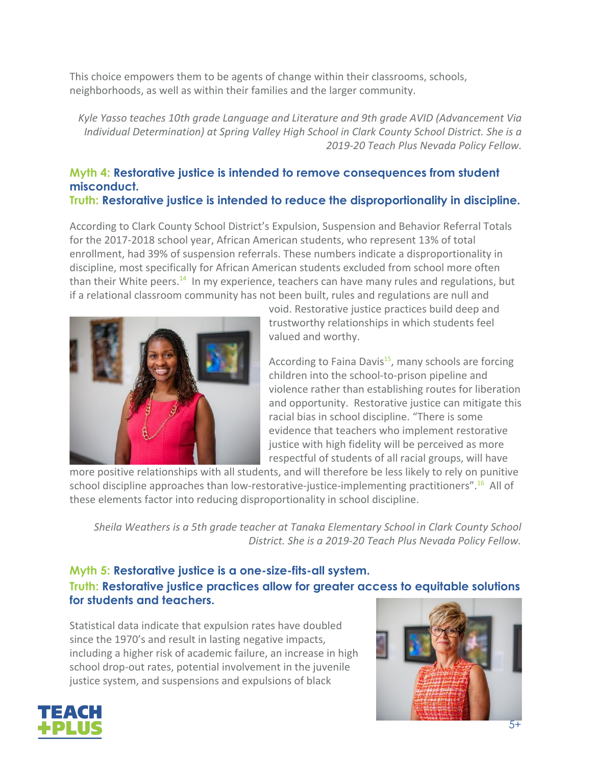This choice empowers them to be agents of change within their classrooms, schools, neighborhoods, as well as within their families and the larger community.

*Kyle Yasso teaches 10th grade Language and Literature and 9th grade AVID (Advancement Via Individual Determination) at Spring Valley High School in Clark County School District. She is a 2019-20 Teach Plus Nevada Policy Fellow.*

### Myth 4: Restorative justice is intended to remove consequences from student misconduct.
### Truth: Restorative justice is intended to reduce the disproportionality in discipline.

According to Clark County School District's Expulsion, Suspension and Behavior Referral Totals for the 2017-2018 school year, African American students, who represent 13% of total enrollment, had 39% of suspension referrals. These numbers indicate a disproportionality in discipline, most specifically for African American students excluded from school more often than their White peers.[14] In my experience, teachers can have many rules and regulations, but if a relational classroom community has not been built, rules and regulations are null and void. Restorative justice practices build deep and trustworthy relationships in which students feel valued and worthy.

According to Faina Davis[15], many schools are forcing children into the school-to-prison pipeline and violence rather than establishing routes for liberation and opportunity. Restorative justice can mitigate this racial bias in school discipline. "There is some evidence that teachers who implement restorative justice with high fidelity will be perceived as more respectful of students of all racial groups, will have more positive relationships with all students, and will therefore be less likely to rely on punitive school discipline approaches than low-restorative-justice-implementing practitioners".[16] All of these elements factor into reducing disproportionality in school discipline.

*Sheila Weathers is a 5th grade teacher at Tanaka Elementary School in Clark County School District. She is a 2019-20 Teach Plus Nevada Policy Fellow.*

### Myth 5: Restorative justice is a one-size-fits-all system.
### Truth: Restorative justice practices allow for greater access to equitable solutions for students and teachers.

Statistical data indicate that expulsion rates have doubled since the 1970's and result in lasting negative impacts, including a higher risk of academic failure, an increase in high school drop-out rates, potential involvement in the juvenile justice system, and suspensions and expulsions of black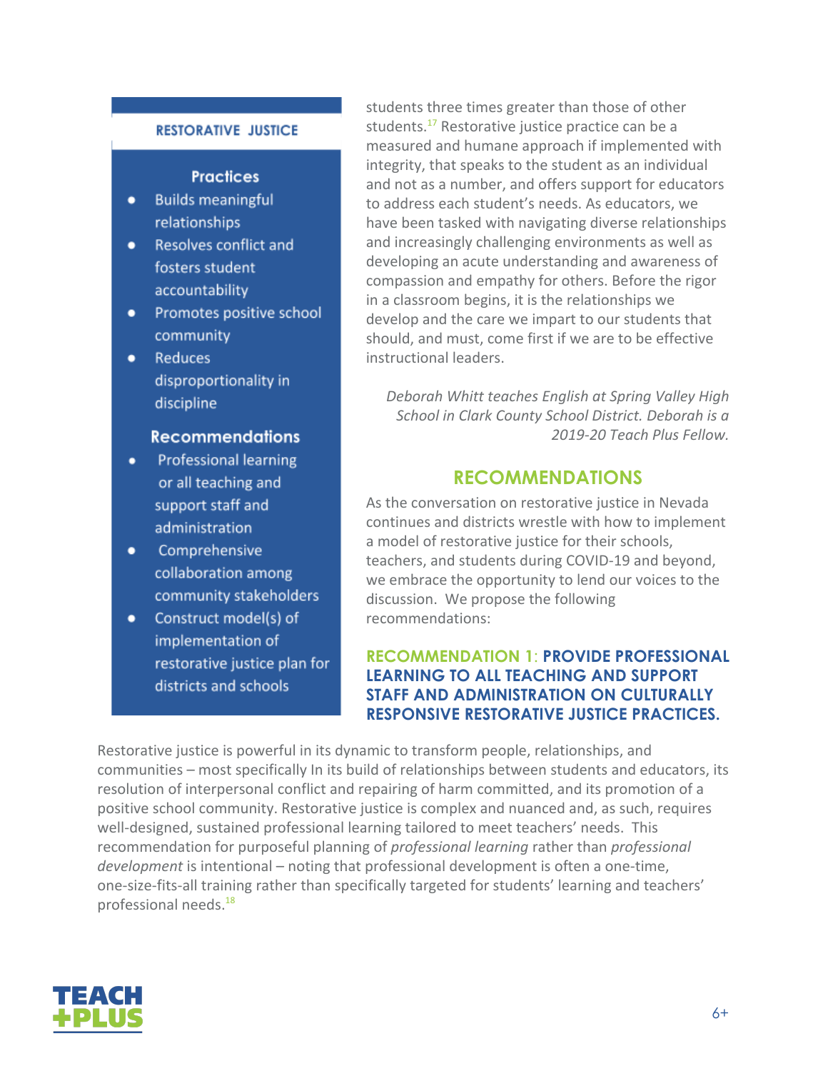**RESTORATIVE JUSTICE**

**Practices**

- Builds meaningful relationships
- Resolves conflict and fosters student accountability
- Promotes positive school community
- Reduces disproportionality in discipline

**Recommendations**

- Professional learning or all teaching and support staff and administration
- Comprehensive collaboration among community stakeholders
- Construct model(s) of implementation of restorative justice plan for districts and schools

students three times greater than those of other students.[17] Restorative justice practice can be a measured and humane approach if implemented with integrity, that speaks to the student as an individual and not as a number, and offers support for educators to address each student's needs. As educators, we have been tasked with navigating diverse relationships and increasingly challenging environments as well as developing an acute understanding and awareness of compassion and empathy for others. Before the rigor in a classroom begins, it is the relationships we develop and the care we impart to our students that should, and must, come first if we are to be effective instructional leaders.

*Deborah Whitt teaches English at Spring Valley High School in Clark County School District. Deborah is a 2019-20 Teach Plus Fellow.*

## RECOMMENDATIONS

As the conversation on restorative justice in Nevada continues and districts wrestle with how to implement a model of restorative justice for their schools, teachers, and students during COVID-19 and beyond, we embrace the opportunity to lend our voices to the discussion. We propose the following recommendations:

### RECOMMENDATION 1: PROVIDE PROFESSIONAL LEARNING TO ALL TEACHING AND SUPPORT STAFF AND ADMINISTRATION ON CULTURALLY RESPONSIVE RESTORATIVE JUSTICE PRACTICES.

Restorative justice is powerful in its dynamic to transform people, relationships, and communities – most specifically In its build of relationships between students and educators, its resolution of interpersonal conflict and repairing of harm committed, and its promotion of a positive school community. Restorative justice is complex and nuanced and, as such, requires well-designed, sustained professional learning tailored to meet teachers' needs. This recommendation for purposeful planning of *professional learning* rather than *professional development* is intentional – noting that professional development is often a one-time, one-size-fits-all training rather than specifically targeted for students' learning and teachers' professional needs.[18]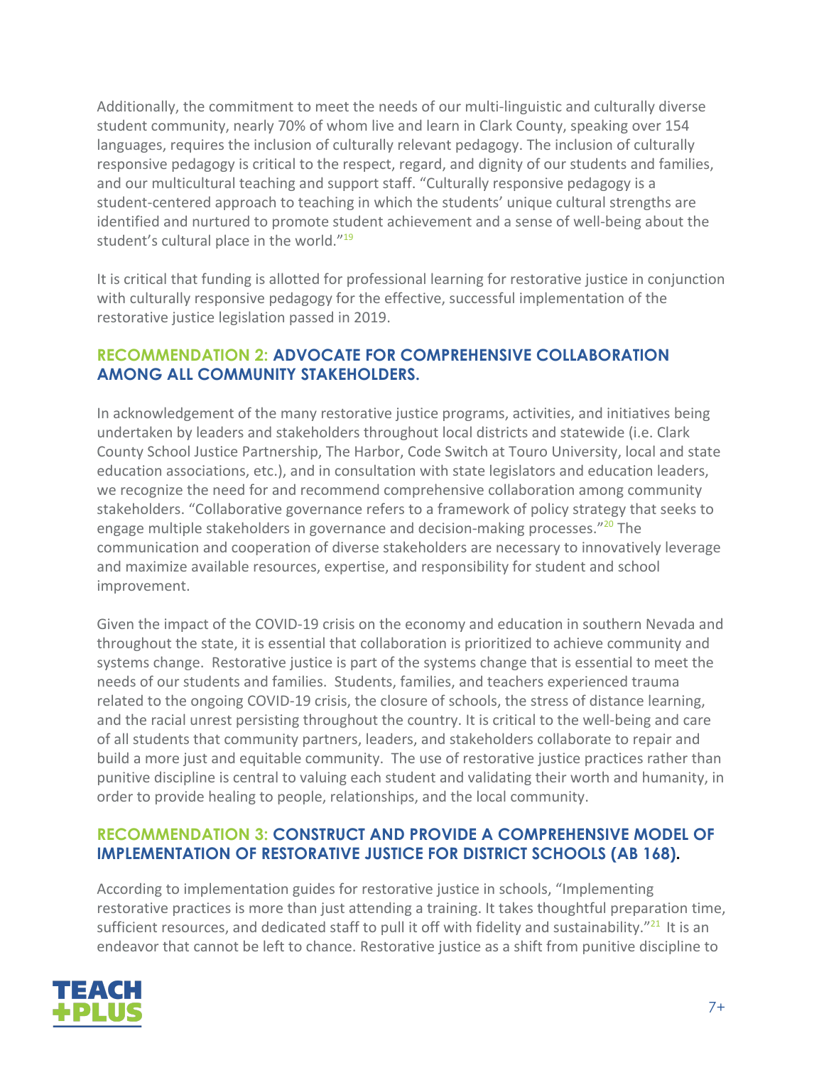Additionally, the commitment to meet the needs of our multi-linguistic and culturally diverse student community, nearly 70% of whom live and learn in Clark County, speaking over 154 languages, requires the inclusion of culturally relevant pedagogy. The inclusion of culturally responsive pedagogy is critical to the respect, regard, and dignity of our students and families, and our multicultural teaching and support staff. "Culturally responsive pedagogy is a student-centered approach to teaching in which the students' unique cultural strengths are identified and nurtured to promote student achievement and a sense of well-being about the student's cultural place in the world."[19]

It is critical that funding is allotted for professional learning for restorative justice in conjunction with culturally responsive pedagogy for the effective, successful implementation of the restorative justice legislation passed in 2019.

### RECOMMENDATION 2: ADVOCATE FOR COMPREHENSIVE COLLABORATION AMONG ALL COMMUNITY STAKEHOLDERS.

In acknowledgement of the many restorative justice programs, activities, and initiatives being undertaken by leaders and stakeholders throughout local districts and statewide (i.e. Clark County School Justice Partnership, The Harbor, Code Switch at Touro University, local and state education associations, etc.), and in consultation with state legislators and education leaders, we recognize the need for and recommend comprehensive collaboration among community stakeholders. "Collaborative governance refers to a framework of policy strategy that seeks to engage multiple stakeholders in governance and decision-making processes."[20] The communication and cooperation of diverse stakeholders are necessary to innovatively leverage and maximize available resources, expertise, and responsibility for student and school improvement.

Given the impact of the COVID-19 crisis on the economy and education in southern Nevada and throughout the state, it is essential that collaboration is prioritized to achieve community and systems change. Restorative justice is part of the systems change that is essential to meet the needs of our students and families. Students, families, and teachers experienced trauma related to the ongoing COVID-19 crisis, the closure of schools, the stress of distance learning, and the racial unrest persisting throughout the country. It is critical to the well-being and care of all students that community partners, leaders, and stakeholders collaborate to repair and build a more just and equitable community. The use of restorative justice practices rather than punitive discipline is central to valuing each student and validating their worth and humanity, in order to provide healing to people, relationships, and the local community.

### RECOMMENDATION 3: CONSTRUCT AND PROVIDE A COMPREHENSIVE MODEL OF IMPLEMENTATION OF RESTORATIVE JUSTICE FOR DISTRICT SCHOOLS (AB 168).

According to implementation guides for restorative justice in schools, "Implementing restorative practices is more than just attending a training. It takes thoughtful preparation time, sufficient resources, and dedicated staff to pull it off with fidelity and sustainability."[21] It is an endeavor that cannot be left to chance. Restorative justice as a shift from punitive discipline to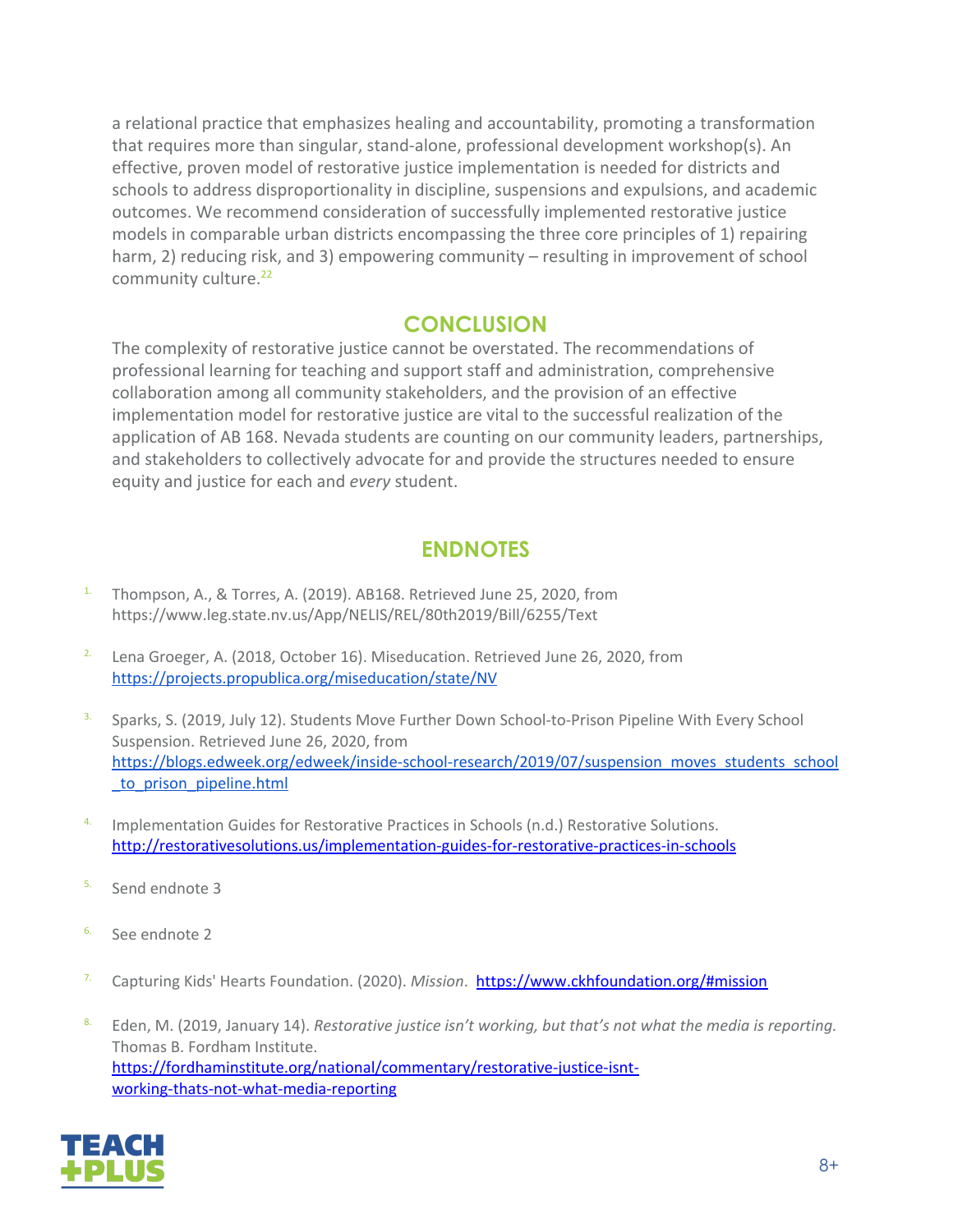a relational practice that emphasizes healing and accountability, promoting a transformation that requires more than singular, stand-alone, professional development workshop(s). An effective, proven model of restorative justice implementation is needed for districts and schools to address disproportionality in discipline, suspensions and expulsions, and academic outcomes. We recommend consideration of successfully implemented restorative justice models in comparable urban districts encompassing the three core principles of 1) repairing harm, 2) reducing risk, and 3) empowering community – resulting in improvement of school community culture.[22]

## CONCLUSION

The complexity of restorative justice cannot be overstated. The recommendations of professional learning for teaching and support staff and administration, comprehensive collaboration among all community stakeholders, and the provision of an effective implementation model for restorative justice are vital to the successful realization of the application of AB 168. Nevada students are counting on our community leaders, partnerships, and stakeholders to collectively advocate for and provide the structures needed to ensure equity and justice for each and *every* student.

## ENDNOTES

1. Thompson, A., & Torres, A. (2019). AB168. Retrieved June 25, 2020, from https://www.leg.state.nv.us/App/NELIS/REL/80th2019/Bill/6255/Text

2. Lena Groeger, A. (2018, October 16). Miseducation. Retrieved June 26, 2020, from https://projects.propublica.org/miseducation/state/NV

3. Sparks, S. (2019, July 12). Students Move Further Down School-to-Prison Pipeline With Every School Suspension. Retrieved June 26, 2020, from https://blogs.edweek.org/edweek/inside-school-research/2019/07/suspension_moves_students_school_to_prison_pipeline.html

4. Implementation Guides for Restorative Practices in Schools (n.d.) Restorative Solutions. http://restorativesolutions.us/implementation-guides-for-restorative-practices-in-schools

5. Send endnote 3

6. See endnote 2

7. Capturing Kids' Hearts Foundation. (2020). *Mission*. https://www.ckhfoundation.org/#mission

8. Eden, M. (2019, January 14). *Restorative justice isn't working, but that's not what the media is reporting.* Thomas B. Fordham Institute. https://fordhaminstitute.org/national/commentary/restorative-justice-isnt-working-thats-not-what-media-reporting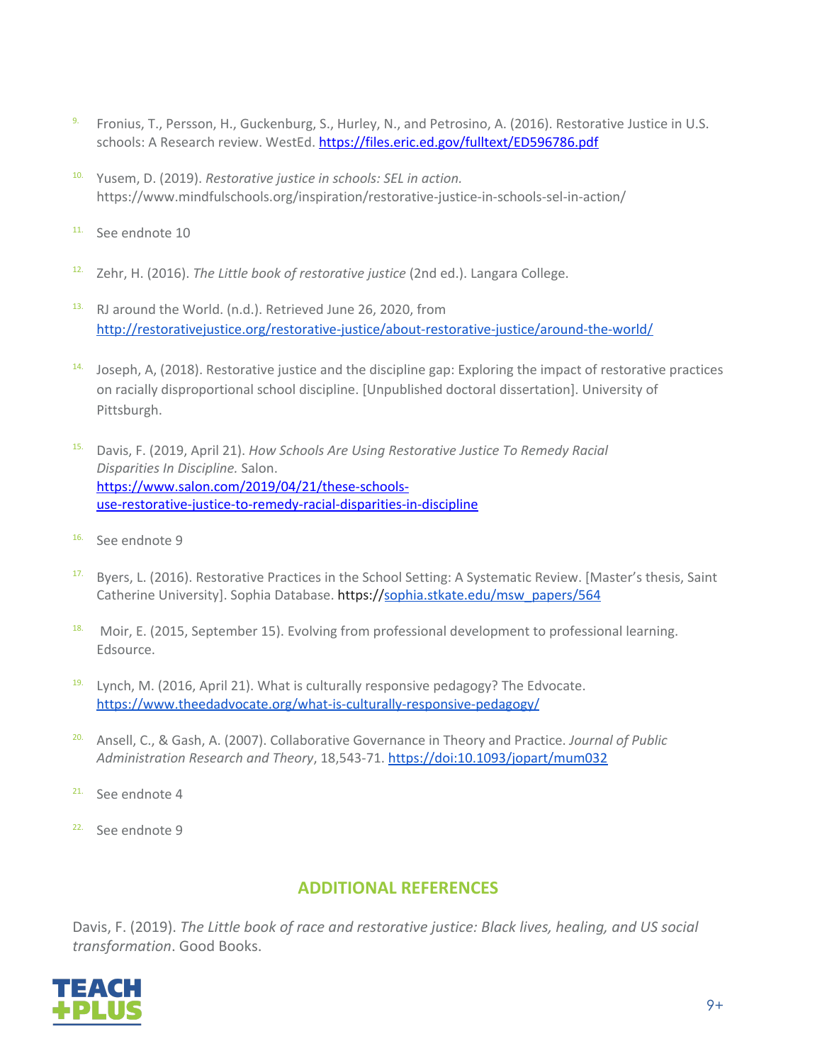9. Fronius, T., Persson, H., Guckenburg, S., Hurley, N., and Petrosino, A. (2016). Restorative Justice in U.S. schools: A Research review. WestEd. https://files.eric.ed.gov/fulltext/ED596786.pdf

10. Yusem, D. (2019). *Restorative justice in schools: SEL in action.* https://www.mindfulschools.org/inspiration/restorative-justice-in-schools-sel-in-action/

11. See endnote 10

12. Zehr, H. (2016). *The Little book of restorative justice* (2nd ed.). Langara College.

13. RJ around the World. (n.d.). Retrieved June 26, 2020, from http://restorativejustice.org/restorative-justice/about-restorative-justice/around-the-world/

14. Joseph, A, (2018). Restorative justice and the discipline gap: Exploring the impact of restorative practices on racially disproportional school discipline. [Unpublished doctoral dissertation]. University of Pittsburgh.

15. Davis, F. (2019, April 21). *How Schools Are Using Restorative Justice To Remedy Racial Disparities In Discipline.* Salon. https://www.salon.com/2019/04/21/these-schools-use-restorative-justice-to-remedy-racial-disparities-in-discipline

16. See endnote 9

17. Byers, L. (2016). Restorative Practices in the School Setting: A Systematic Review. [Master's thesis, Saint Catherine University]. Sophia Database. https://sophia.stkate.edu/msw_papers/564

18. Moir, E. (2015, September 15). Evolving from professional development to professional learning. Edsource.

19. Lynch, M. (2016, April 21). What is culturally responsive pedagogy? The Edvocate. https://www.theedadvocate.org/what-is-culturally-responsive-pedagogy/

20. Ansell, C., & Gash, A. (2007). Collaborative Governance in Theory and Practice. *Journal of Public Administration Research and Theory*, 18,543-71. https://doi:10.1093/jopart/mum032

21. See endnote 4

22. See endnote 9

## ADDITIONAL REFERENCES

Davis, F. (2019). *The Little book of race and restorative justice: Black lives, healing, and US social transformation*. Good Books.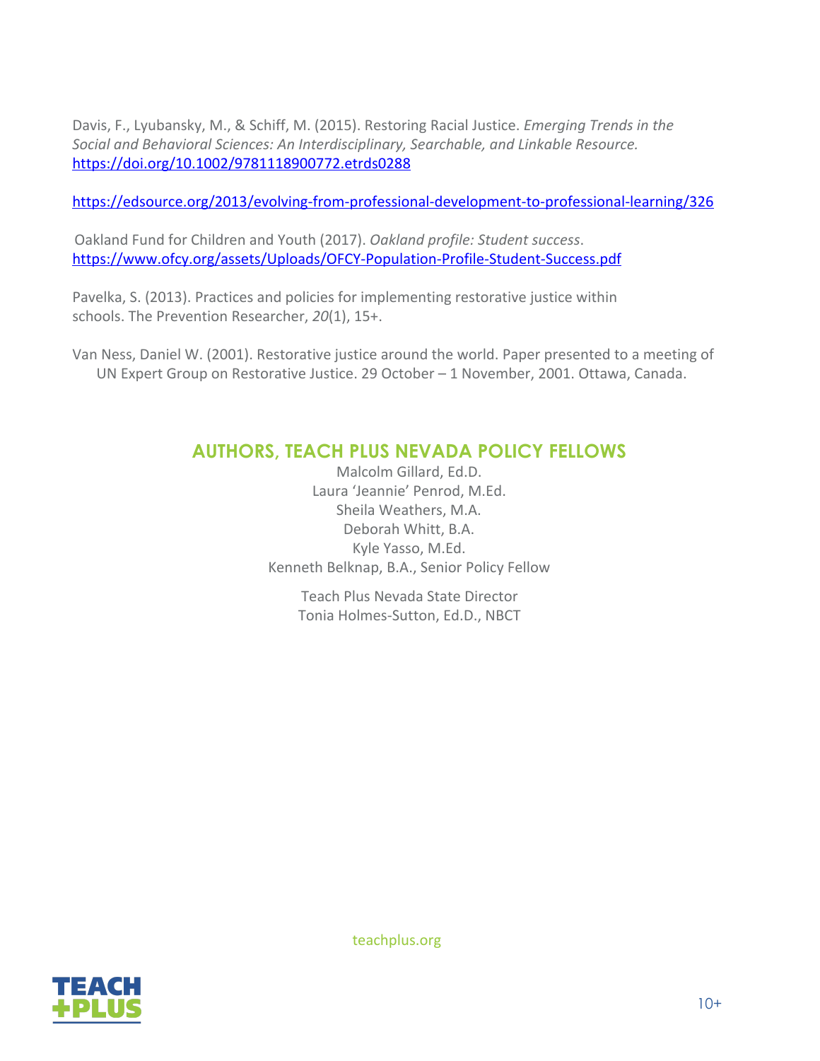Davis, F., Lyubansky, M., & Schiff, M. (2015). Restoring Racial Justice. *Emerging Trends in the Social and Behavioral Sciences: An Interdisciplinary, Searchable, and Linkable Resource.* https://doi.org/10.1002/9781118900772.etrds0288

https://edsource.org/2013/evolving-from-professional-development-to-professional-learning/326

Oakland Fund for Children and Youth (2017). *Oakland profile: Student success*. https://www.ofcy.org/assets/Uploads/OFCY-Population-Profile-Student-Success.pdf

Pavelka, S. (2013). Practices and policies for implementing restorative justice within schools. The Prevention Researcher, *20*(1), 15+.

Van Ness, Daniel W. (2001). Restorative justice around the world. Paper presented to a meeting of UN Expert Group on Restorative Justice. 29 October – 1 November, 2001. Ottawa, Canada.

## AUTHORS, TEACH PLUS NEVADA POLICY FELLOWS

Malcolm Gillard, Ed.D.
Laura 'Jeannie' Penrod, M.Ed.
Sheila Weathers, M.A.
Deborah Whitt, B.A.
Kyle Yasso, M.Ed.
Kenneth Belknap, B.A., Senior Policy Fellow

Teach Plus Nevada State Director
Tonia Holmes-Sutton, Ed.D., NBCT